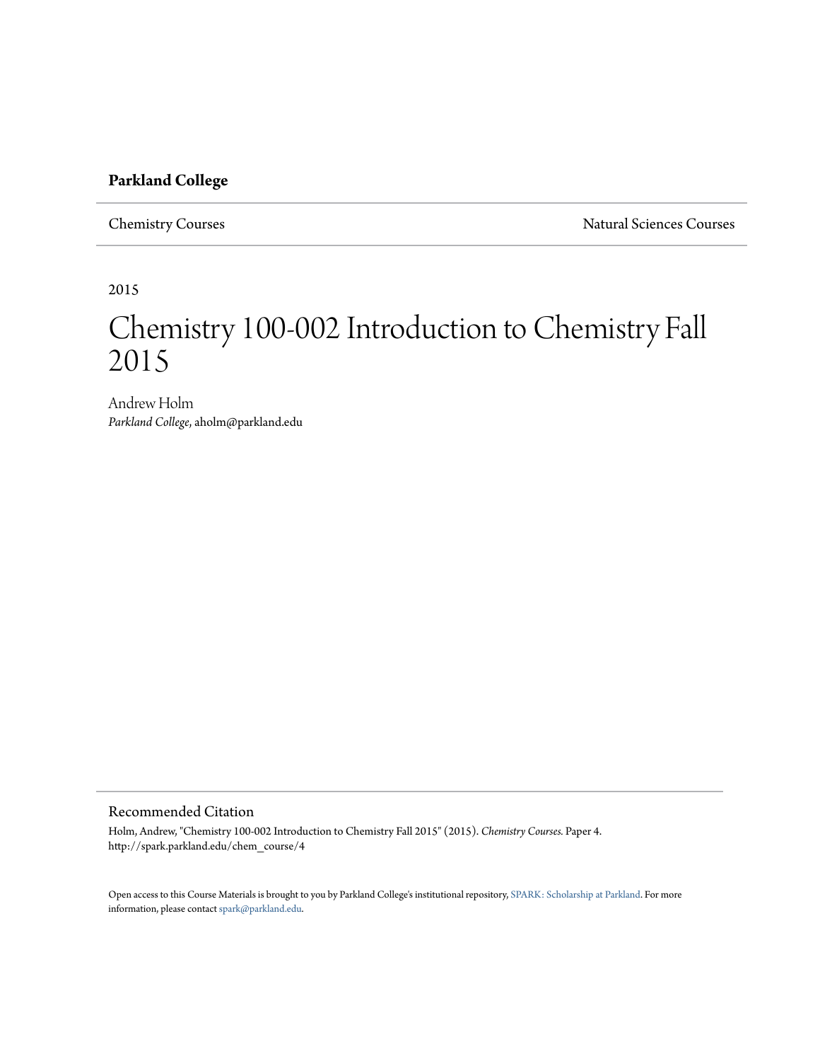**Parkland College**

Chemistry Courses | Natural Sciences Courses

2015

# Chemistry 100-002 Introduction to Chemistry Fall 2015

Andrew Holm
*Parkland College*, aholm@parkland.edu

## Recommended Citation

Holm, Andrew, "Chemistry 100-002 Introduction to Chemistry Fall 2015" (2015). *Chemistry Courses.* Paper 4.
http://spark.parkland.edu/chem_course/4

Open access to this Course Materials is brought to you by Parkland College's institutional repository, SPARK: Scholarship at Parkland. For more information, please contact spark@parkland.edu.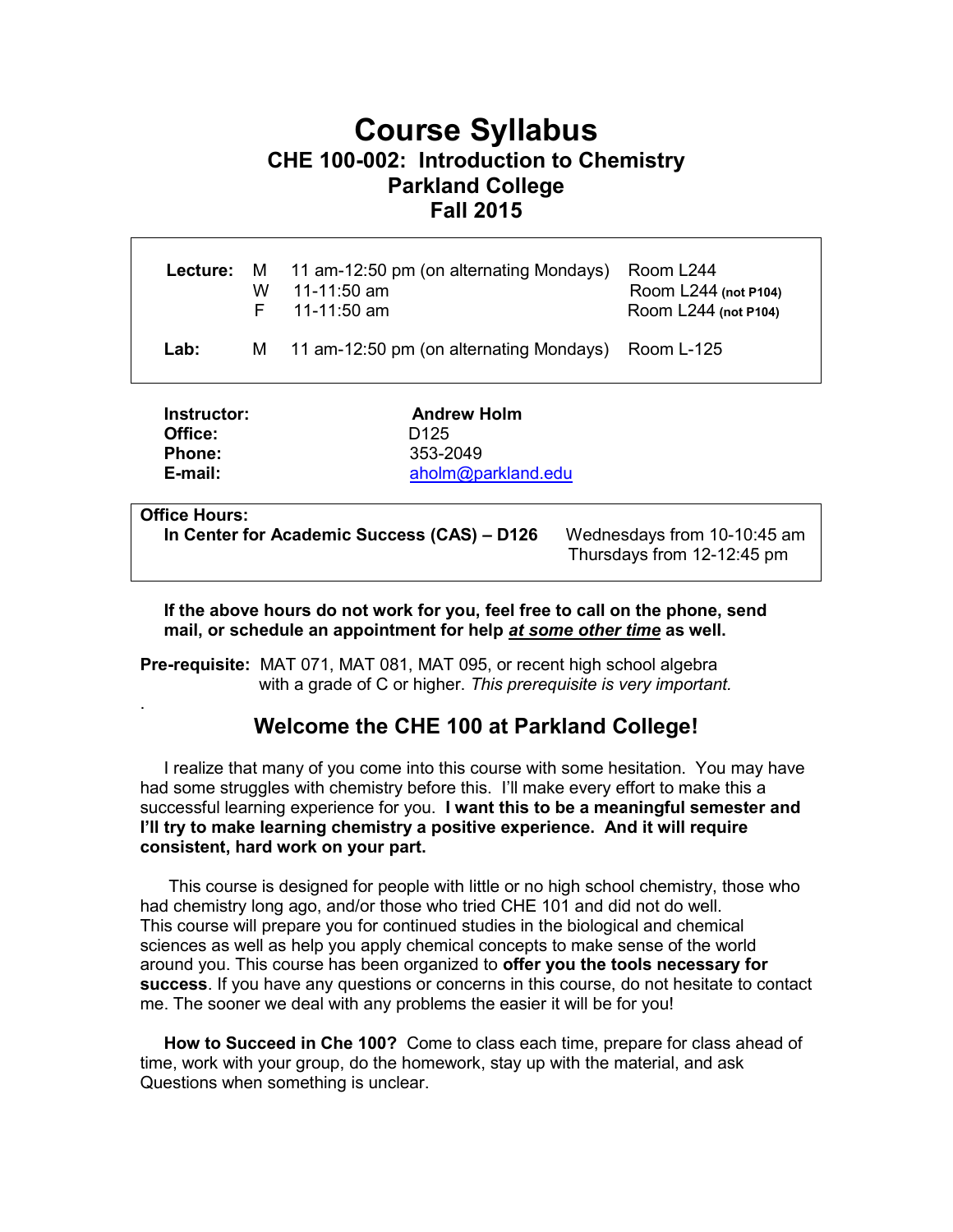# Course Syllabus

## CHE 100-002: Introduction to Chemistry
## Parkland College
## Fall 2015

| | | | |
|---|---|---|---|
| **Lecture:** | M | 11 am-12:50 pm (on alternating Mondays) | Room L244 |
| | W | 11-11:50 am | Room L244 **(not P104)** |
| | F | 11-11:50 am | Room L244 **(not P104)** |
| **Lab:** | M | 11 am-12:50 pm (on alternating Mondays) | Room L-125 |

| | |
|---|---|
| **Instructor:** | **Andrew Holm** |
| **Office:** | D125 |
| **Phone:** | 353-2049 |
| **E-mail:** | aholm@parkland.edu |

**Office Hours:**

| | |
|---|---|
| **In Center for Academic Success (CAS) – D126** | Wednesdays from 10-10:45 am |
| | Thursdays from 12-12:45 pm |

**If the above hours do not work for you, feel free to call on the phone, send mail, or schedule an appointment for help *at some other time* as well.**

**Pre-requisite:** MAT 071, MAT 081, MAT 095, or recent high school algebra with a grade of C or higher. *This prerequisite is very important.*

.

## Welcome the CHE 100 at Parkland College!

I realize that many of you come into this course with some hesitation. You may have had some struggles with chemistry before this. I'll make every effort to make this a successful learning experience for you. **I want this to be a meaningful semester and I'll try to make learning chemistry a positive experience. And it will require consistent, hard work on your part.**

This course is designed for people with little or no high school chemistry, those who had chemistry long ago, and/or those who tried CHE 101 and did not do well. This course will prepare you for continued studies in the biological and chemical sciences as well as help you apply chemical concepts to make sense of the world around you. This course has been organized to **offer you the tools necessary for success**. If you have any questions or concerns in this course, do not hesitate to contact me. The sooner we deal with any problems the easier it will be for you!

**How to Succeed in Che 100?** Come to class each time, prepare for class ahead of time, work with your group, do the homework, stay up with the material, and ask Questions when something is unclear.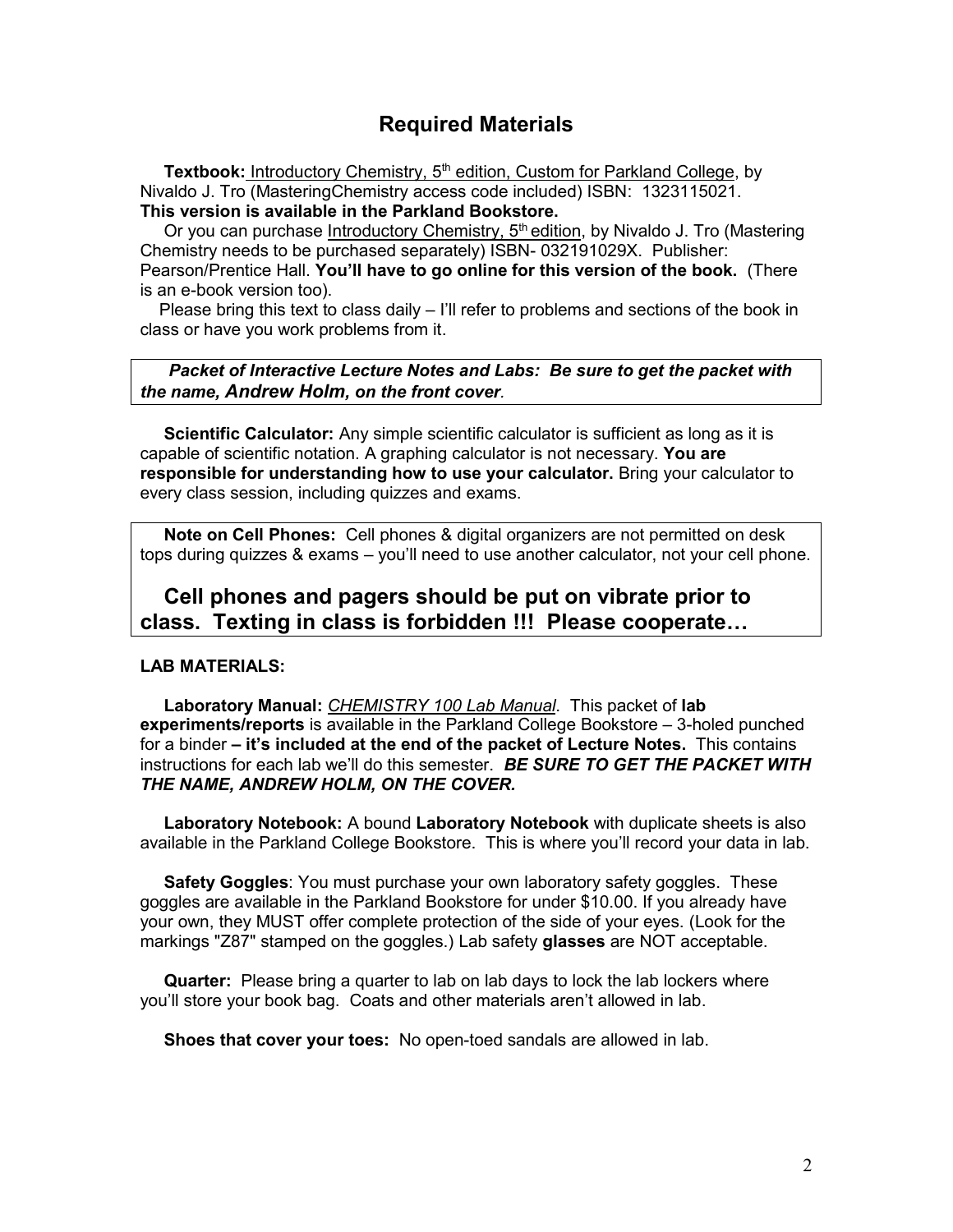## Required Materials

**Textbook:** Introductory Chemistry, 5th edition, Custom for Parkland College, by Nivaldo J. Tro (MasteringChemistry access code included) ISBN: 1323115021. **This version is available in the Parkland Bookstore.**

Or you can purchase Introductory Chemistry, 5th edition, by Nivaldo J. Tro (Mastering Chemistry needs to be purchased separately) ISBN- 032191029X. Publisher: Pearson/Prentice Hall. **You'll have to go online for this version of the book.** (There is an e-book version too).

Please bring this text to class daily – I'll refer to problems and sections of the book in class or have you work problems from it.

***Packet of Interactive Lecture Notes and Labs: Be sure to get the packet with the name, Andrew Holm, on the front cover.***

**Scientific Calculator:** Any simple scientific calculator is sufficient as long as it is capable of scientific notation. A graphing calculator is not necessary. **You are responsible for understanding how to use your calculator.** Bring your calculator to every class session, including quizzes and exams.

**Note on Cell Phones:** Cell phones & digital organizers are not permitted on desk tops during quizzes & exams – you'll need to use another calculator, not your cell phone.

### Cell phones and pagers should be put on vibrate prior to class. Texting in class is forbidden !!! Please cooperate…

**LAB MATERIALS:**

**Laboratory Manual:** *CHEMISTRY 100 Lab Manual*. This packet of **lab experiments/reports** is available in the Parkland College Bookstore – 3-holed punched for a binder **– it's included at the end of the packet of Lecture Notes.** This contains instructions for each lab we'll do this semester. ***BE SURE TO GET THE PACKET WITH THE NAME, ANDREW HOLM, ON THE COVER.***

**Laboratory Notebook:** A bound **Laboratory Notebook** with duplicate sheets is also available in the Parkland College Bookstore. This is where you'll record your data in lab.

**Safety Goggles**: You must purchase your own laboratory safety goggles. These goggles are available in the Parkland Bookstore for under $10.00. If you already have your own, they MUST offer complete protection of the side of your eyes. (Look for the markings "Z87" stamped on the goggles.) Lab safety **glasses** are NOT acceptable.

**Quarter:** Please bring a quarter to lab on lab days to lock the lab lockers where you'll store your book bag. Coats and other materials aren't allowed in lab.

**Shoes that cover your toes:** No open-toed sandals are allowed in lab.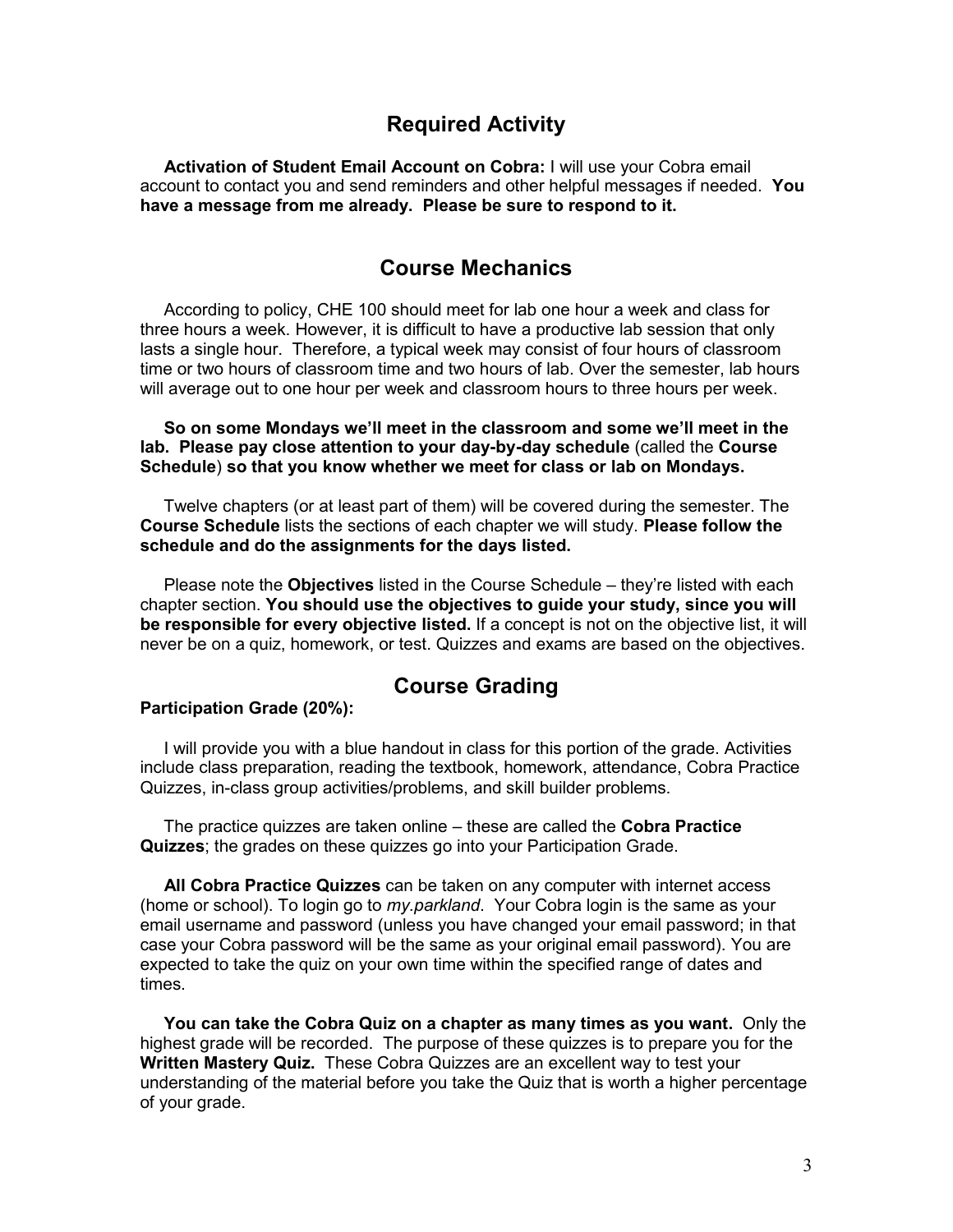## Required Activity

**Activation of Student Email Account on Cobra:** I will use your Cobra email account to contact you and send reminders and other helpful messages if needed. **You have a message from me already. Please be sure to respond to it.**

## Course Mechanics

According to policy, CHE 100 should meet for lab one hour a week and class for three hours a week. However, it is difficult to have a productive lab session that only lasts a single hour. Therefore, a typical week may consist of four hours of classroom time or two hours of classroom time and two hours of lab. Over the semester, lab hours will average out to one hour per week and classroom hours to three hours per week.

**So on some Mondays we'll meet in the classroom and some we'll meet in the lab. Please pay close attention to your day-by-day schedule** (called the **Course Schedule**) **so that you know whether we meet for class or lab on Mondays.**

Twelve chapters (or at least part of them) will be covered during the semester. The **Course Schedule** lists the sections of each chapter we will study. **Please follow the schedule and do the assignments for the days listed.**

Please note the **Objectives** listed in the Course Schedule – they're listed with each chapter section. **You should use the objectives to guide your study, since you will be responsible for every objective listed.** If a concept is not on the objective list, it will never be on a quiz, homework, or test. Quizzes and exams are based on the objectives.

## Course Grading

**Participation Grade (20%):**

I will provide you with a blue handout in class for this portion of the grade. Activities include class preparation, reading the textbook, homework, attendance, Cobra Practice Quizzes, in-class group activities/problems, and skill builder problems.

The practice quizzes are taken online – these are called the **Cobra Practice Quizzes**; the grades on these quizzes go into your Participation Grade.

**All Cobra Practice Quizzes** can be taken on any computer with internet access (home or school). To login go to *my.parkland*. Your Cobra login is the same as your email username and password (unless you have changed your email password; in that case your Cobra password will be the same as your original email password). You are expected to take the quiz on your own time within the specified range of dates and times.

**You can take the Cobra Quiz on a chapter as many times as you want.** Only the highest grade will be recorded. The purpose of these quizzes is to prepare you for the **Written Mastery Quiz.** These Cobra Quizzes are an excellent way to test your understanding of the material before you take the Quiz that is worth a higher percentage of your grade.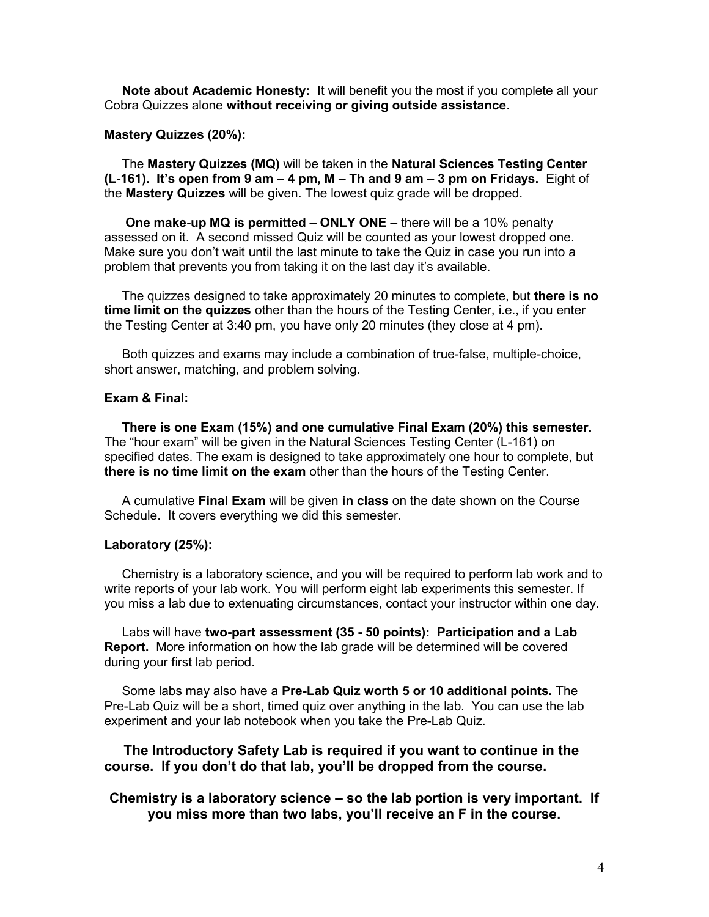**Note about Academic Honesty:** It will benefit you the most if you complete all your Cobra Quizzes alone **without receiving or giving outside assistance**.

**Mastery Quizzes (20%):**

The **Mastery Quizzes (MQ)** will be taken in the **Natural Sciences Testing Center (L-161). It's open from 9 am – 4 pm, M – Th and 9 am – 3 pm on Fridays.** Eight of the **Mastery Quizzes** will be given. The lowest quiz grade will be dropped.

**One make-up MQ is permitted – ONLY ONE** – there will be a 10% penalty assessed on it. A second missed Quiz will be counted as your lowest dropped one. Make sure you don't wait until the last minute to take the Quiz in case you run into a problem that prevents you from taking it on the last day it's available.

The quizzes designed to take approximately 20 minutes to complete, but **there is no time limit on the quizzes** other than the hours of the Testing Center, i.e., if you enter the Testing Center at 3:40 pm, you have only 20 minutes (they close at 4 pm).

Both quizzes and exams may include a combination of true-false, multiple-choice, short answer, matching, and problem solving.

**Exam & Final:**

**There is one Exam (15%) and one cumulative Final Exam (20%) this semester.** The "hour exam" will be given in the Natural Sciences Testing Center (L-161) on specified dates. The exam is designed to take approximately one hour to complete, but **there is no time limit on the exam** other than the hours of the Testing Center.

A cumulative **Final Exam** will be given **in class** on the date shown on the Course Schedule. It covers everything we did this semester.

**Laboratory (25%):**

Chemistry is a laboratory science, and you will be required to perform lab work and to write reports of your lab work. You will perform eight lab experiments this semester. If you miss a lab due to extenuating circumstances, contact your instructor within one day.

Labs will have **two-part assessment (35 - 50 points): Participation and a Lab Report.** More information on how the lab grade will be determined will be covered during your first lab period.

Some labs may also have a **Pre-Lab Quiz worth 5 or 10 additional points.** The Pre-Lab Quiz will be a short, timed quiz over anything in the lab. You can use the lab experiment and your lab notebook when you take the Pre-Lab Quiz.

**The Introductory Safety Lab is required if you want to continue in the course. If you don't do that lab, you'll be dropped from the course.**

**Chemistry is a laboratory science – so the lab portion is very important. If you miss more than two labs, you'll receive an F in the course.**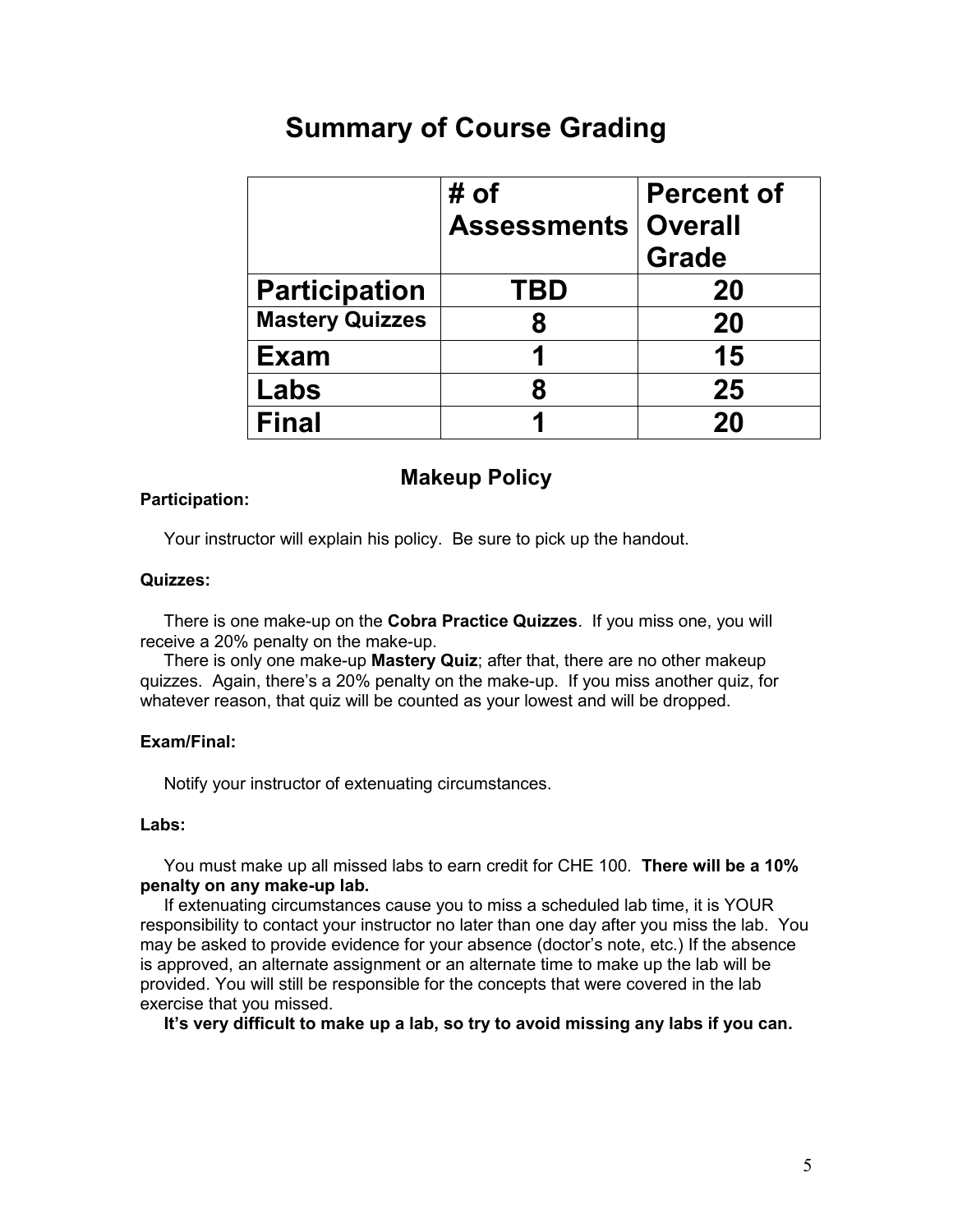# Summary of Course Grading

| | # of Assessments | Percent of Overall Grade |
|---|---|---|
| **Participation** | **TBD** | **20** |
| **Mastery Quizzes** | **8** | **20** |
| **Exam** | **1** | **15** |
| **Labs** | **8** | **25** |
| **Final** | **1** | **20** |

## Makeup Policy

**Participation:**

Your instructor will explain his policy. Be sure to pick up the handout.

**Quizzes:**

There is one make-up on the **Cobra Practice Quizzes**. If you miss one, you will receive a 20% penalty on the make-up.

There is only one make-up **Mastery Quiz**; after that, there are no other makeup quizzes. Again, there's a 20% penalty on the make-up. If you miss another quiz, for whatever reason, that quiz will be counted as your lowest and will be dropped.

**Exam/Final:**

Notify your instructor of extenuating circumstances.

**Labs:**

You must make up all missed labs to earn credit for CHE 100. **There will be a 10% penalty on any make-up lab.**

If extenuating circumstances cause you to miss a scheduled lab time, it is YOUR responsibility to contact your instructor no later than one day after you miss the lab. You may be asked to provide evidence for your absence (doctor's note, etc.) If the absence is approved, an alternate assignment or an alternate time to make up the lab will be provided. You will still be responsible for the concepts that were covered in the lab exercise that you missed.

**It's very difficult to make up a lab, so try to avoid missing any labs if you can.**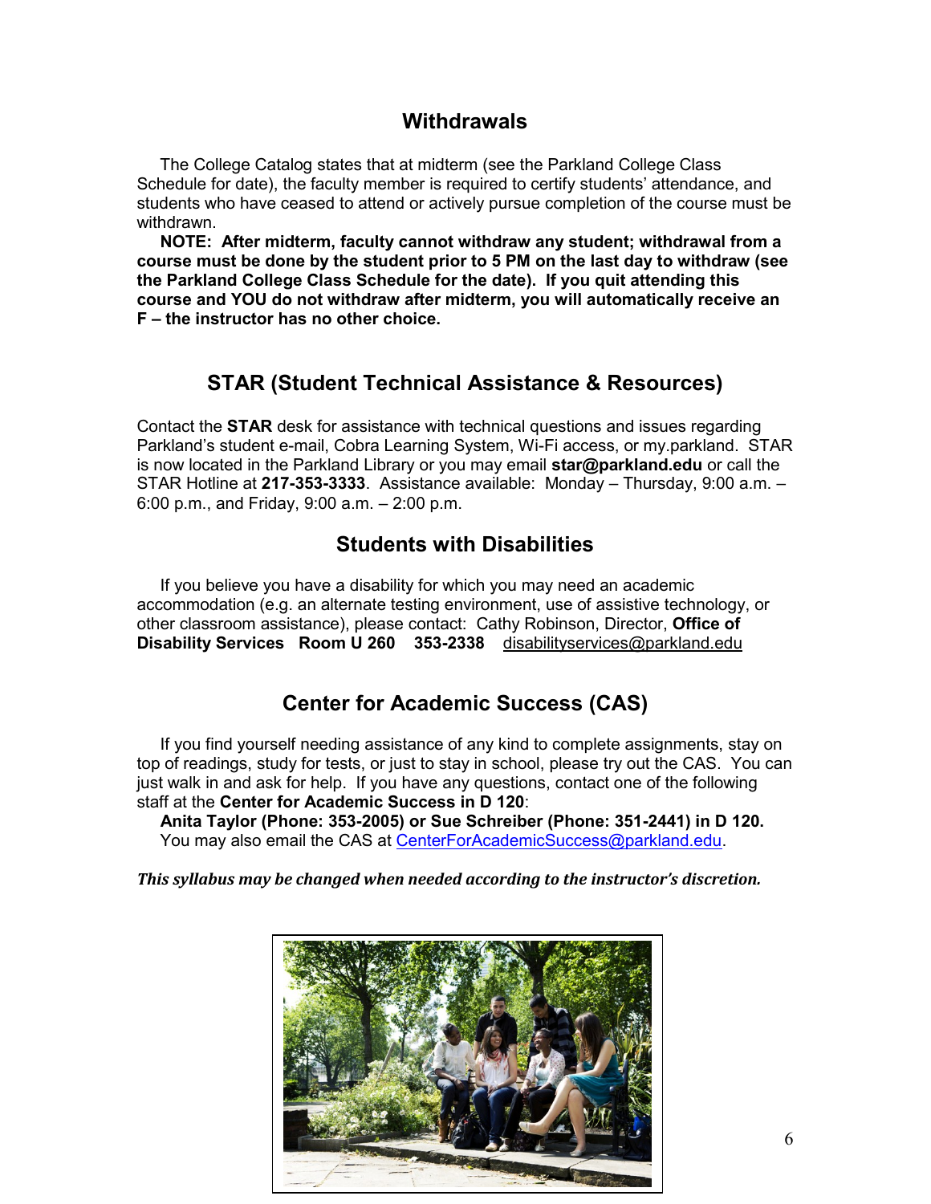## Withdrawals

The College Catalog states that at midterm (see the Parkland College Class Schedule for date), the faculty member is required to certify students' attendance, and students who have ceased to attend or actively pursue completion of the course must be withdrawn.

**NOTE: After midterm, faculty cannot withdraw any student; withdrawal from a course must be done by the student prior to 5 PM on the last day to withdraw (see the Parkland College Class Schedule for the date). If you quit attending this course and YOU do not withdraw after midterm, you will automatically receive an F – the instructor has no other choice.**

## STAR (Student Technical Assistance & Resources)

Contact the **STAR** desk for assistance with technical questions and issues regarding Parkland's student e-mail, Cobra Learning System, Wi-Fi access, or my.parkland. STAR is now located in the Parkland Library or you may email **star@parkland.edu** or call the STAR Hotline at **217-353-3333**. Assistance available: Monday – Thursday, 9:00 a.m. – 6:00 p.m., and Friday, 9:00 a.m. – 2:00 p.m.

## Students with Disabilities

If you believe you have a disability for which you may need an academic accommodation (e.g. an alternate testing environment, use of assistive technology, or other classroom assistance), please contact: Cathy Robinson, Director, **Office of Disability Services Room U 260 353-2338** disabilityservices@parkland.edu

## Center for Academic Success (CAS)

If you find yourself needing assistance of any kind to complete assignments, stay on top of readings, study for tests, or just to stay in school, please try out the CAS. You can just walk in and ask for help. If you have any questions, contact one of the following staff at the **Center for Academic Success in D 120**:

**Anita Taylor (Phone: 353-2005) or Sue Schreiber (Phone: 351-2441) in D 120.**
You may also email the CAS at CenterForAcademicSuccess@parkland.edu.

***This syllabus may be changed when needed according to the instructor's discretion.***